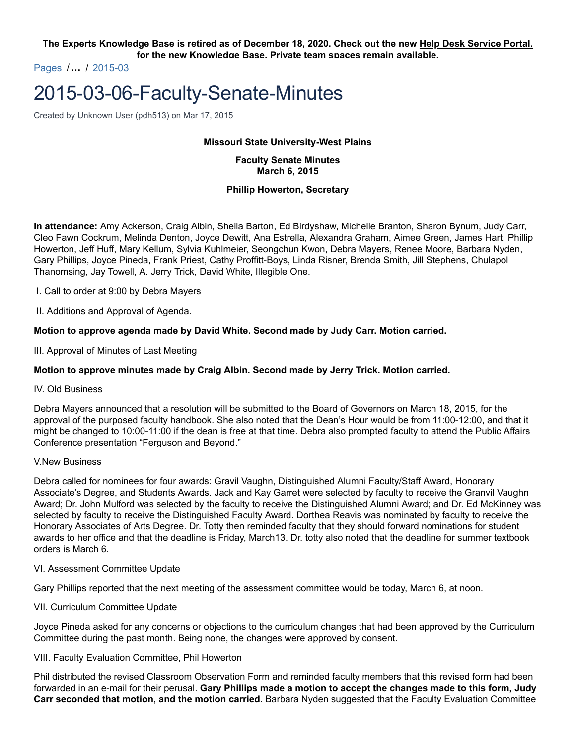**The Experts Knowledge Base is retired as of December 18, 2020. Check out the new Help Desk Service Portal. for the new Knowledge Base. Private team spaces remain available.**

Pages / ... / 2015-03

# 2015-03-06-Faculty-Senate-Minutes

Created by Unknown User (pdh513) on Mar 17, 2015

**Missouri State University-West Plains**

**Faculty Senate Minutes**
**March 6, 2015**

**Phillip Howerton, Secretary**

**In attendance:** Amy Ackerson, Craig Albin, Sheila Barton, Ed Birdyshaw, Michelle Branton, Sharon Bynum, Judy Carr, Cleo Fawn Cockrum, Melinda Denton, Joyce Dewitt, Ana Estrella, Alexandra Graham, Aimee Green, James Hart, Phillip Howerton, Jeff Huff, Mary Kellum, Sylvia Kuhlmeier, Seongchun Kwon, Debra Mayers, Renee Moore, Barbara Nyden, Gary Phillips, Joyce Pineda, Frank Priest, Cathy Proffitt-Boys, Linda Risner, Brenda Smith, Jill Stephens, Chulapol Thanomsing, Jay Towell, A. Jerry Trick, David White, Illegible One.

I. Call to order at 9:00 by Debra Mayers

II. Additions and Approval of Agenda.

**Motion to approve agenda made by David White. Second made by Judy Carr. Motion carried.**

III. Approval of Minutes of Last Meeting

**Motion to approve minutes made by Craig Albin. Second made by Jerry Trick. Motion carried.**

IV. Old Business

Debra Mayers announced that a resolution will be submitted to the Board of Governors on March 18, 2015, for the approval of the purposed faculty handbook. She also noted that the Dean's Hour would be from 11:00-12:00, and that it might be changed to 10:00-11:00 if the dean is free at that time. Debra also prompted faculty to attend the Public Affairs Conference presentation "Ferguson and Beyond."

V.New Business

Debra called for nominees for four awards: Gravil Vaughn, Distinguished Alumni Faculty/Staff Award, Honorary Associate's Degree, and Students Awards. Jack and Kay Garret were selected by faculty to receive the Granvil Vaughn Award; Dr. John Mulford was selected by the faculty to receive the Distinguished Alumni Award; and Dr. Ed McKinney was selected by faculty to receive the Distinguished Faculty Award. Dorthea Reavis was nominated by faculty to receive the Honorary Associates of Arts Degree. Dr. Totty then reminded faculty that they should forward nominations for student awards to her office and that the deadline is Friday, March13. Dr. totty also noted that the deadline for summer textbook orders is March 6.

VI. Assessment Committee Update

Gary Phillips reported that the next meeting of the assessment committee would be today, March 6, at noon.

VII. Curriculum Committee Update

Joyce Pineda asked for any concerns or objections to the curriculum changes that had been approved by the Curriculum Committee during the past month. Being none, the changes were approved by consent.

VIII. Faculty Evaluation Committee, Phil Howerton

Phil distributed the revised Classroom Observation Form and reminded faculty members that this revised form had been forwarded in an e-mail for their perusal. **Gary Phillips made a motion to accept the changes made to this form, Judy Carr seconded that motion, and the motion carried.** Barbara Nyden suggested that the Faculty Evaluation Committee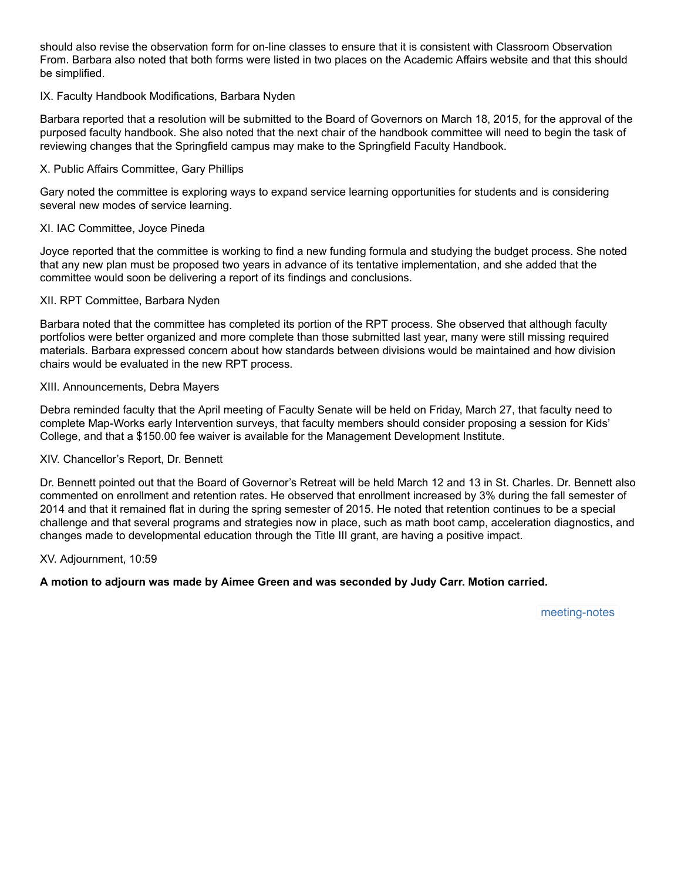should also revise the observation form for on-line classes to ensure that it is consistent with Classroom Observation From. Barbara also noted that both forms were listed in two places on the Academic Affairs website and that this should be simplified.

IX. Faculty Handbook Modifications, Barbara Nyden

Barbara reported that a resolution will be submitted to the Board of Governors on March 18, 2015, for the approval of the purposed faculty handbook. She also noted that the next chair of the handbook committee will need to begin the task of reviewing changes that the Springfield campus may make to the Springfield Faculty Handbook.

X. Public Affairs Committee, Gary Phillips

Gary noted the committee is exploring ways to expand service learning opportunities for students and is considering several new modes of service learning.

XI. IAC Committee, Joyce Pineda

Joyce reported that the committee is working to find a new funding formula and studying the budget process. She noted that any new plan must be proposed two years in advance of its tentative implementation, and she added that the committee would soon be delivering a report of its findings and conclusions.

XII. RPT Committee, Barbara Nyden

Barbara noted that the committee has completed its portion of the RPT process. She observed that although faculty portfolios were better organized and more complete than those submitted last year, many were still missing required materials. Barbara expressed concern about how standards between divisions would be maintained and how division chairs would be evaluated in the new RPT process.

XIII. Announcements, Debra Mayers

Debra reminded faculty that the April meeting of Faculty Senate will be held on Friday, March 27, that faculty need to complete Map-Works early Intervention surveys, that faculty members should consider proposing a session for Kids' College, and that a $150.00 fee waiver is available for the Management Development Institute.

XIV. Chancellor's Report, Dr. Bennett

Dr. Bennett pointed out that the Board of Governor's Retreat will be held March 12 and 13 in St. Charles. Dr. Bennett also commented on enrollment and retention rates. He observed that enrollment increased by 3% during the fall semester of 2014 and that it remained flat in during the spring semester of 2015. He noted that retention continues to be a special challenge and that several programs and strategies now in place, such as math boot camp, acceleration diagnostics, and changes made to developmental education through the Title III grant, are having a positive impact.

XV. Adjournment, 10:59

**A motion to adjourn was made by Aimee Green and was seconded by Judy Carr. Motion carried.**

meeting-notes